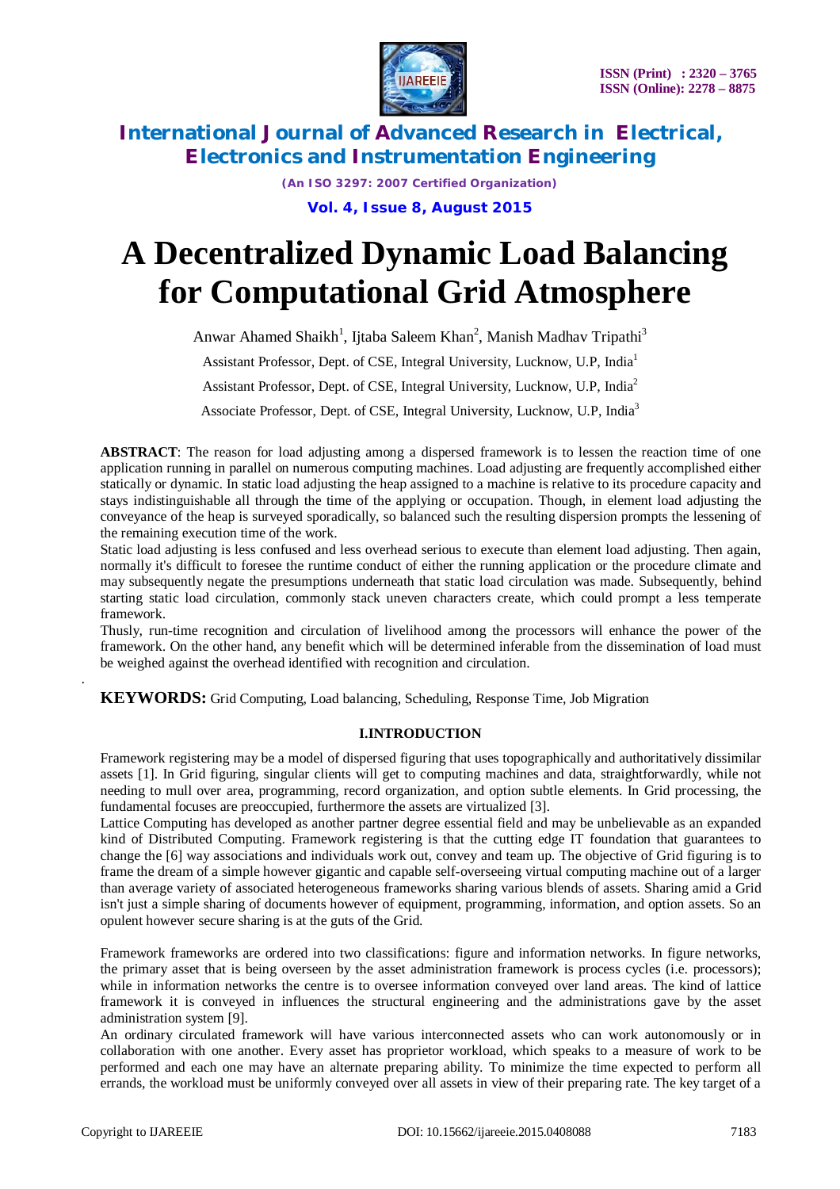# A Decentralized Dynamic Load Balancing for Computational Grid Atmosphere

Anwar Ahamed Shaikh[1], Ijtaba Saleem Khan[2], Manish Madhav Tripathi[3]

Assistant Professor, Dept. of CSE, Integral University, Lucknow, U.P, India[1]

Assistant Professor, Dept. of CSE, Integral University, Lucknow, U.P, India[2]

Associate Professor, Dept. of CSE, Integral University, Lucknow, U.P, India[3]

**ABSTRACT**: The reason for load adjusting among a dispersed framework is to lessen the reaction time of one application running in parallel on numerous computing machines. Load adjusting are frequently accomplished either statically or dynamic. In static load adjusting the heap assigned to a machine is relative to its procedure capacity and stays indistinguishable all through the time of the applying or occupation. Though, in element load adjusting the conveyance of the heap is surveyed sporadically, so balanced such the resulting dispersion prompts the lessening of the remaining execution time of the work.

Static load adjusting is less confused and less overhead serious to execute than element load adjusting. Then again, normally it's difficult to foresee the runtime conduct of either the running application or the procedure climate and may subsequently negate the presumptions underneath that static load circulation was made. Subsequently, behind starting static load circulation, commonly stack uneven characters create, which could prompt a less temperate framework.

Thusly, run-time recognition and circulation of livelihood among the processors will enhance the power of the framework. On the other hand, any benefit which will be determined inferable from the dissemination of load must be weighed against the overhead identified with recognition and circulation.

**KEYWORDS:** Grid Computing, Load balancing, Scheduling, Response Time, Job Migration

## I.INTRODUCTION

Framework registering may be a model of dispersed figuring that uses topographically and authoritatively dissimilar assets [1]. In Grid figuring, singular clients will get to computing machines and data, straightforwardly, while not needing to mull over area, programming, record organization, and option subtle elements. In Grid processing, the fundamental focuses are preoccupied, furthermore the assets are virtualized [3].

Lattice Computing has developed as another partner degree essential field and may be unbelievable as an expanded kind of Distributed Computing. Framework registering is that the cutting edge IT foundation that guarantees to change the [6] way associations and individuals work out, convey and team up. The objective of Grid figuring is to frame the dream of a simple however gigantic and capable self-overseeing virtual computing machine out of a larger than average variety of associated heterogeneous frameworks sharing various blends of assets. Sharing amid a Grid isn't just a simple sharing of documents however of equipment, programming, information, and option assets. So an opulent however secure sharing is at the guts of the Grid.

Framework frameworks are ordered into two classifications: figure and information networks. In figure networks, the primary asset that is being overseen by the asset administration framework is process cycles (i.e. processors); while in information networks the centre is to oversee information conveyed over land areas. The kind of lattice framework it is conveyed in influences the structural engineering and the administrations gave by the asset administration system [9].

An ordinary circulated framework will have various interconnected assets who can work autonomously or in collaboration with one another. Every asset has proprietor workload, which speaks to a measure of work to be performed and each one may have an alternate preparing ability. To minimize the time expected to perform all errands, the workload must be uniformly conveyed over all assets in view of their preparing rate. The key target of a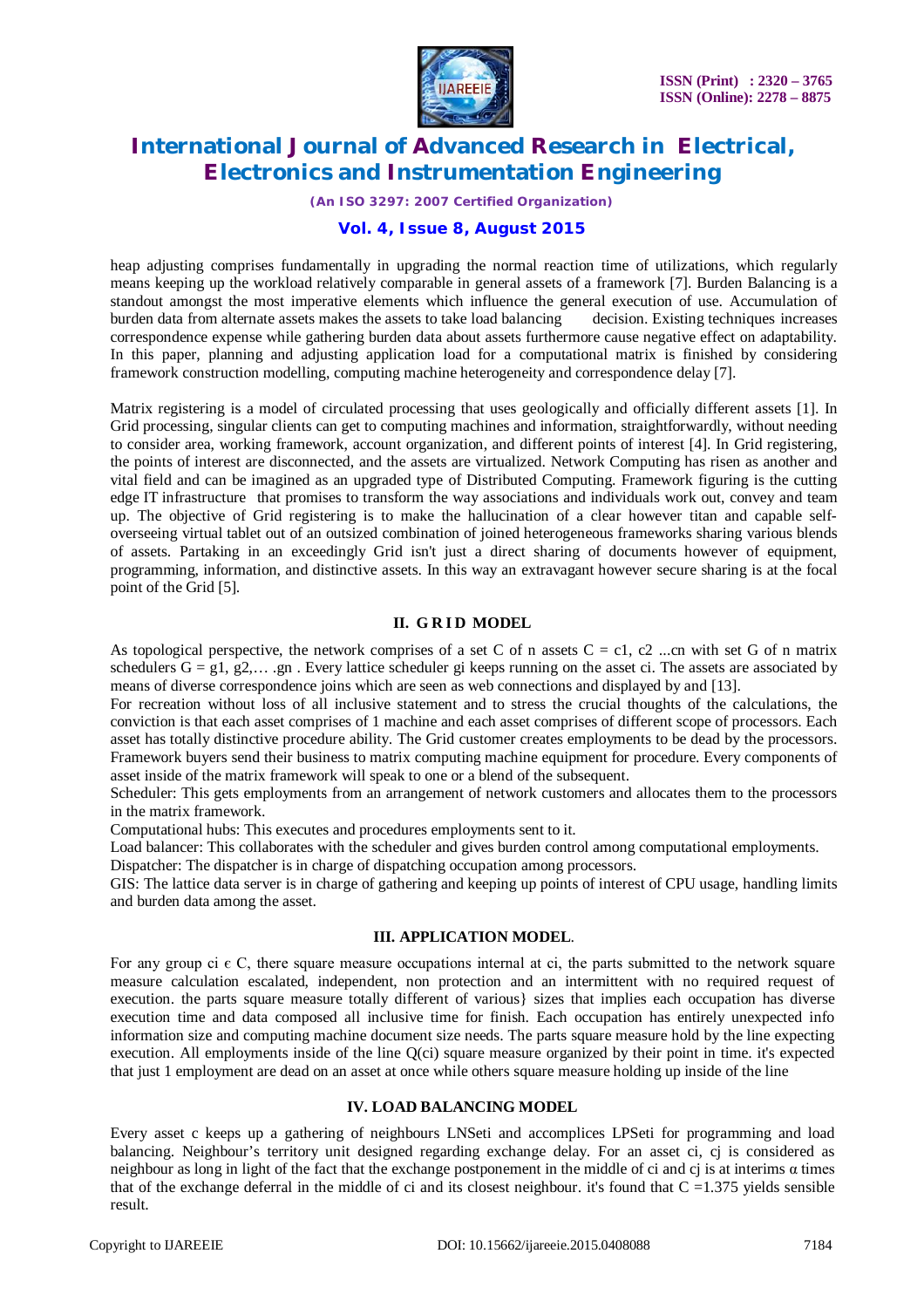heap adjusting comprises fundamentally in upgrading the normal reaction time of utilizations, which regularly means keeping up the workload relatively comparable in general assets of a framework [7]. Burden Balancing is a standout amongst the most imperative elements which influence the general execution of use. Accumulation of burden data from alternate assets makes the assets to take load balancing decision. Existing techniques increases correspondence expense while gathering burden data about assets furthermore cause negative effect on adaptability. In this paper, planning and adjusting application load for a computational matrix is finished by considering framework construction modelling, computing machine heterogeneity and correspondence delay [7].

Matrix registering is a model of circulated processing that uses geologically and officially different assets [1]. In Grid processing, singular clients can get to computing machines and information, straightforwardly, without needing to consider area, working framework, account organization, and different points of interest [4]. In Grid registering, the points of interest are disconnected, and the assets are virtualized. Network Computing has risen as another and vital field and can be imagined as an upgraded type of Distributed Computing. Framework figuring is the cutting edge IT infrastructure that promises to transform the way associations and individuals work out, convey and team up. The objective of Grid registering is to make the hallucination of a clear however titan and capable self-overseeing virtual tablet out of an outsized combination of joined heterogeneous frameworks sharing various blends of assets. Partaking in an exceedingly Grid isn't just a direct sharing of documents however of equipment, programming, information, and distinctive assets. In this way an extravagant however secure sharing is at the focal point of the Grid [5].

## II. GRID MODEL

As topological perspective, the network comprises of a set C of n assets C = c1, c2 ...cn with set G of n matrix schedulers G = g1, g2,… .gn . Every lattice scheduler gi keeps running on the asset ci. The assets are associated by means of diverse correspondence joins which are seen as web connections and displayed by and [13].

For recreation without loss of all inclusive statement and to stress the crucial thoughts of the calculations, the conviction is that each asset comprises of 1 machine and each asset comprises of different scope of processors. Each asset has totally distinctive procedure ability. The Grid customer creates employments to be dead by the processors. Framework buyers send their business to matrix computing machine equipment for procedure. Every components of asset inside of the matrix framework will speak to one or a blend of the subsequent.

Scheduler: This gets employments from an arrangement of network customers and allocates them to the processors in the matrix framework.

Computational hubs: This executes and procedures employments sent to it.

Load balancer: This collaborates with the scheduler and gives burden control among computational employments.

Dispatcher: The dispatcher is in charge of dispatching occupation among processors.

GIS: The lattice data server is in charge of gathering and keeping up points of interest of CPU usage, handling limits and burden data among the asset.

## III. APPLICATION MODEL.

For any group ci ϵ C, there square measure occupations internal at ci, the parts submitted to the network square measure calculation escalated, independent, non protection and an intermittent with no required request of execution. the parts square measure totally different of various} sizes that implies each occupation has diverse execution time and data composed all inclusive time for finish. Each occupation has entirely unexpected info information size and computing machine document size needs. The parts square measure hold by the line expecting execution. All employments inside of the line Q(ci) square measure organized by their point in time. it's expected that just 1 employment are dead on an asset at once while others square measure holding up inside of the line

## IV. LOAD BALANCING MODEL

Every asset c keeps up a gathering of neighbours LNSeti and accomplices LPSeti for programming and load balancing. Neighbour's territory unit designed regarding exchange delay. For an asset ci, cj is considered as neighbour as long in light of the fact that the exchange postponement in the middle of ci and cj is at interims α times that of the exchange deferral in the middle of ci and its closest neighbour. it's found that C =1.375 yields sensible result.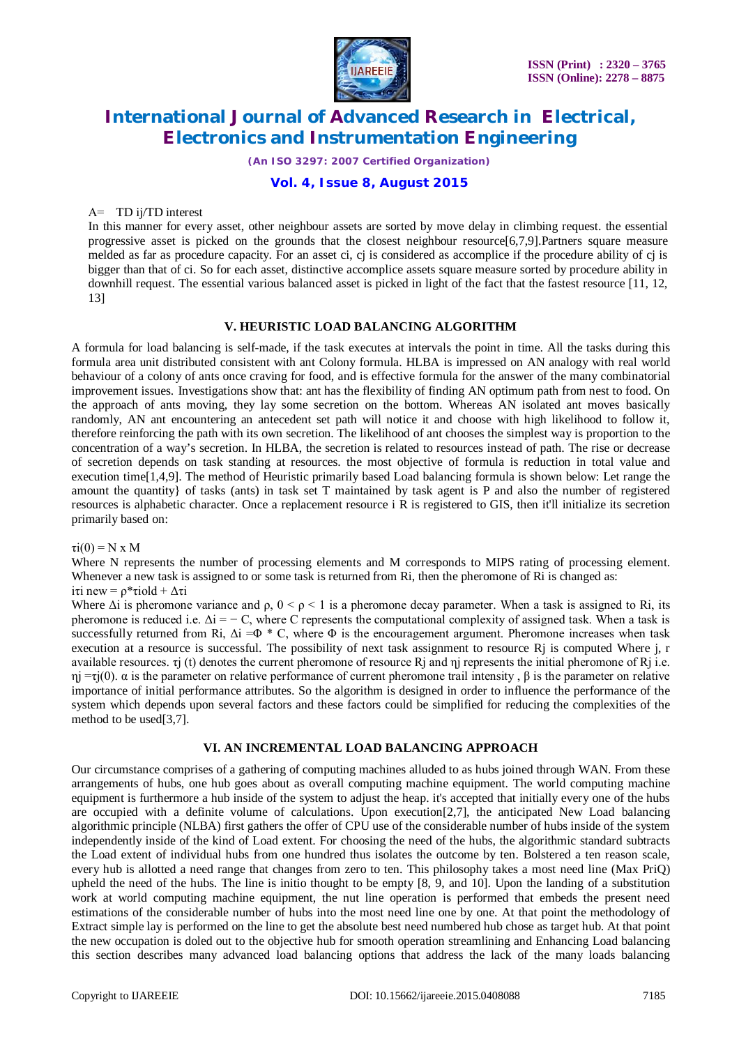A= TD ij/TD interest

In this manner for every asset, other neighbour assets are sorted by move delay in climbing request. the essential progressive asset is picked on the grounds that the closest neighbour resource[6,7,9].Partners square measure melded as far as procedure capacity. For an asset ci, cj is considered as accomplice if the procedure ability of cj is bigger than that of ci. So for each asset, distinctive accomplice assets square measure sorted by procedure ability in downhill request. The essential various balanced asset is picked in light of the fact that the fastest resource [11, 12, 13]

## V. HEURISTIC LOAD BALANCING ALGORITHM

A formula for load balancing is self-made, if the task executes at intervals the point in time. All the tasks during this formula area unit distributed consistent with ant Colony formula. HLBA is impressed on AN analogy with real world behaviour of a colony of ants once craving for food, and is effective formula for the answer of the many combinatorial improvement issues. Investigations show that: ant has the flexibility of finding AN optimum path from nest to food. On the approach of ants moving, they lay some secretion on the bottom. Whereas AN isolated ant moves basically randomly, AN ant encountering an antecedent set path will notice it and choose with high likelihood to follow it, therefore reinforcing the path with its own secretion. The likelihood of ant chooses the simplest way is proportion to the concentration of a way's secretion. In HLBA, the secretion is related to resources instead of path. The rise or decrease of secretion depends on task standing at resources. the most objective of formula is reduction in total value and execution time[1,4,9]. The method of Heuristic primarily based Load balancing formula is shown below: Let range the amount the quantity} of tasks (ants) in task set T maintained by task agent is P and also the number of registered resources is alphabetic character. Once a replacement resource i R is registered to GIS, then it'll initialize its secretion primarily based on:

$\tau i(0) = N \times M$

Where N represents the number of processing elements and M corresponds to MIPS rating of processing element. Whenever a new task is assigned to or some task is returned from Ri, then the pheromone of Ri is changed as:

$i\tau i \text{ new} = \rho^* \tau i\text{old} + \Delta\tau i$

Where $\Delta i$ is pheromone variance and $\rho$, $0 < \rho < 1$ is a pheromone decay parameter. When a task is assigned to Ri, its pheromone is reduced i.e. $\Delta i = -C$, where C represents the computational complexity of assigned task. When a task is successfully returned from Ri, $\Delta i = \Phi * C$, where $\Phi$ is the encouragement argument. Pheromone increases when task execution at a resource is successful. The possibility of next task assignment to resource Rj is computed Where j, r available resources. $\tau j$ (t) denotes the current pheromone of resource Rj and $\eta j$ represents the initial pheromone of Rj i.e. $\eta j = \tau j(0)$. $\alpha$ is the parameter on relative performance of current pheromone trail intensity , $\beta$ is the parameter on relative importance of initial performance attributes. So the algorithm is designed in order to influence the performance of the system which depends upon several factors and these factors could be simplified for reducing the complexities of the method to be used[3,7].

## VI. AN INCREMENTAL LOAD BALANCING APPROACH

Our circumstance comprises of a gathering of computing machines alluded to as hubs joined through WAN. From these arrangements of hubs, one hub goes about as overall computing machine equipment. The world computing machine equipment is furthermore a hub inside of the system to adjust the heap. it's accepted that initially every one of the hubs are occupied with a definite volume of calculations. Upon execution[2,7], the anticipated New Load balancing algorithmic principle (NLBA) first gathers the offer of CPU use of the considerable number of hubs inside of the system independently inside of the kind of Load extent. For choosing the need of the hubs, the algorithmic standard subtracts the Load extent of individual hubs from one hundred thus isolates the outcome by ten. Bolstered a ten reason scale, every hub is allotted a need range that changes from zero to ten. This philosophy takes a most need line (Max PriQ) upheld the need of the hubs. The line is initio thought to be empty [8, 9, and 10]. Upon the landing of a substitution work at world computing machine equipment, the nut line operation is performed that embeds the present need estimations of the considerable number of hubs into the most need line one by one. At that point the methodology of Extract simple lay is performed on the line to get the absolute best need numbered hub chose as target hub. At that point the new occupation is doled out to the objective hub for smooth operation streamlining and Enhancing Load balancing this section describes many advanced load balancing options that address the lack of the many loads balancing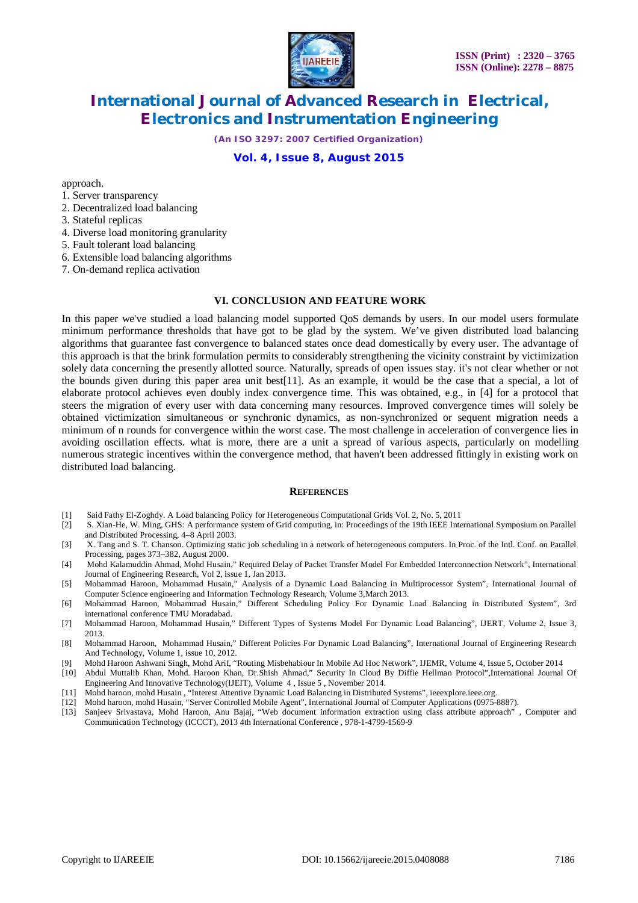approach.

1. Server transparency
2. Decentralized load balancing
3. Stateful replicas
4. Diverse load monitoring granularity
5. Fault tolerant load balancing
6. Extensible load balancing algorithms
7. On-demand replica activation

## VI. CONCLUSION AND FEATURE WORK

In this paper we've studied a load balancing model supported QoS demands by users. In our model users formulate minimum performance thresholds that have got to be glad by the system. We've given distributed load balancing algorithms that guarantee fast convergence to balanced states once dead domestically by every user. The advantage of this approach is that the brink formulation permits to considerably strengthening the vicinity constraint by victimization solely data concerning the presently allotted source. Naturally, spreads of open issues stay. it's not clear whether or not the bounds given during this paper area unit best[11]. As an example, it would be the case that a special, a lot of elaborate protocol achieves even doubly index convergence time. This was obtained, e.g., in [4] for a protocol that steers the migration of every user with data concerning many resources. Improved convergence times will solely be obtained victimization simultaneous or synchronic dynamics, as non-synchronized or sequent migration needs a minimum of n rounds for convergence within the worst case. The most challenge in acceleration of convergence lies in avoiding oscillation effects. what is more, there are a unit a spread of various aspects, particularly on modelling numerous strategic incentives within the convergence method, that haven't been addressed fittingly in existing work on distributed load balancing.

## REFERENCES

[1] Said Fathy El-Zoghdy. A Load balancing Policy for Heterogeneous Computational Grids Vol. 2, No. 5, 2011

[2] S. Xian-He, W. Ming, GHS: A performance system of Grid computing, in: Proceedings of the 19th IEEE International Symposium on Parallel and Distributed Processing, 4–8 April 2003.

[3] X. Tang and S. T. Chanson. Optimizing static job scheduling in a network of heterogeneous computers. In Proc. of the Intl. Conf. on Parallel Processing, pages 373–382, August 2000.

[4] Mohd Kalamuddin Ahmad, Mohd Husain," Required Delay of Packet Transfer Model For Embedded Interconnection Network", International Journal of Engineering Research, Vol 2, issue 1, Jan 2013.

[5] Mohammad Haroon, Mohammad Husain," Analysis of a Dynamic Load Balancing in Multiprocessor System", International Journal of Computer Science engineering and Information Technology Research, Volume 3,March 2013.

[6] Mohammad Haroon, Mohammad Husain," Different Scheduling Policy For Dynamic Load Balancing in Distributed System", 3rd international conference TMU Moradabad.

[7] Mohammad Haroon, Mohammad Husain," Different Types of Systems Model For Dynamic Load Balancing", IJERT, Volume 2, Issue 3, 2013.

[8] Mohammad Haroon, Mohammad Husain," Different Policies For Dynamic Load Balancing", International Journal of Engineering Research And Technology, Volume 1, issue 10, 2012.

[9] Mohd Haroon Ashwani Singh, Mohd Arif, "Routing Misbehabiour In Mobile Ad Hoc Network", IJEMR, Volume 4, Issue 5, October 2014

[10] Abdul Muttalib Khan, Mohd. Haroon Khan, Dr.Shish Ahmad," Security In Cloud By Diffie Hellman Protocol",International Journal Of Engineering And Innovative Technology(IJEIT), Volume 4 , Issue 5 , November 2014.

[11] Mohd haroon, mohd Husain , "Interest Attentive Dynamic Load Balancing in Distributed Systems", ieeexplore.ieee.org.

[12] Mohd haroon, mohd Husain, "Server Controlled Mobile Agent", International Journal of Computer Applications (0975-8887).

[13] Sanjeev Srivastava, Mohd Haroon, Anu Bajaj, "Web document information extraction using class attribute approach" , Computer and Communication Technology (ICCCT), 2013 4th International Conference , 978-1-4799-1569-9